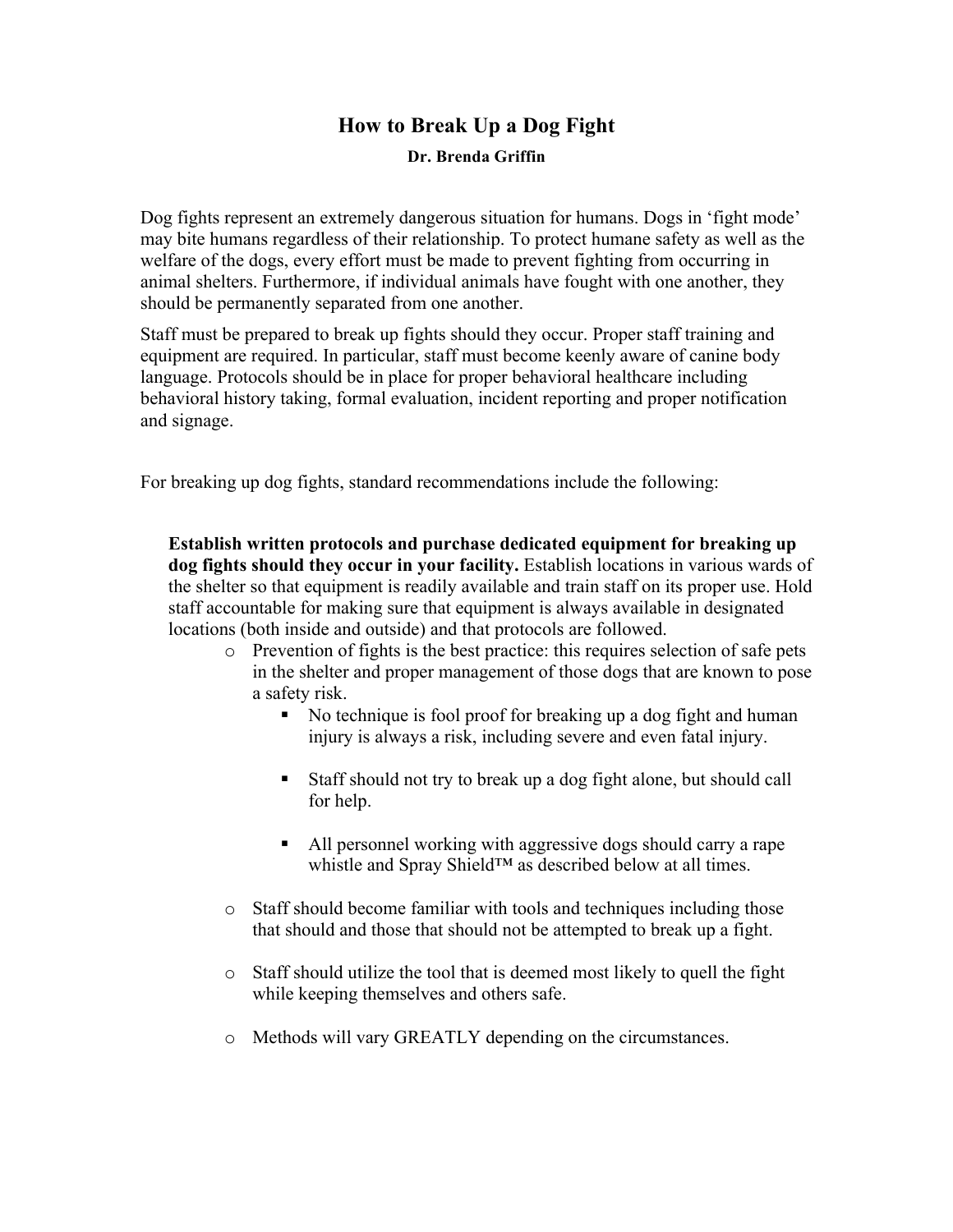# How to Break Up a Dog Fight

**Dr. Brenda Griffin**

Dog fights represent an extremely dangerous situation for humans. Dogs in 'fight mode' may bite humans regardless of their relationship. To protect humane safety as well as the welfare of the dogs, every effort must be made to prevent fighting from occurring in animal shelters. Furthermore, if individual animals have fought with one another, they should be permanently separated from one another.

Staff must be prepared to break up fights should they occur. Proper staff training and equipment are required. In particular, staff must become keenly aware of canine body language. Protocols should be in place for proper behavioral healthcare including behavioral history taking, formal evaluation, incident reporting and proper notification and signage.

For breaking up dog fights, standard recommendations include the following:

**Establish written protocols and purchase dedicated equipment for breaking up dog fights should they occur in your facility.** Establish locations in various wards of the shelter so that equipment is readily available and train staff on its proper use. Hold staff accountable for making sure that equipment is always available in designated locations (both inside and outside) and that protocols are followed.

- Prevention of fights is the best practice: this requires selection of safe pets in the shelter and proper management of those dogs that are known to pose a safety risk.
  - No technique is fool proof for breaking up a dog fight and human injury is always a risk, including severe and even fatal injury.
  - Staff should not try to break up a dog fight alone, but should call for help.
  - All personnel working with aggressive dogs should carry a rape whistle and Spray Shield™ as described below at all times.
- Staff should become familiar with tools and techniques including those that should and those that should not be attempted to break up a fight.
- Staff should utilize the tool that is deemed most likely to quell the fight while keeping themselves and others safe.
- Methods will vary GREATLY depending on the circumstances.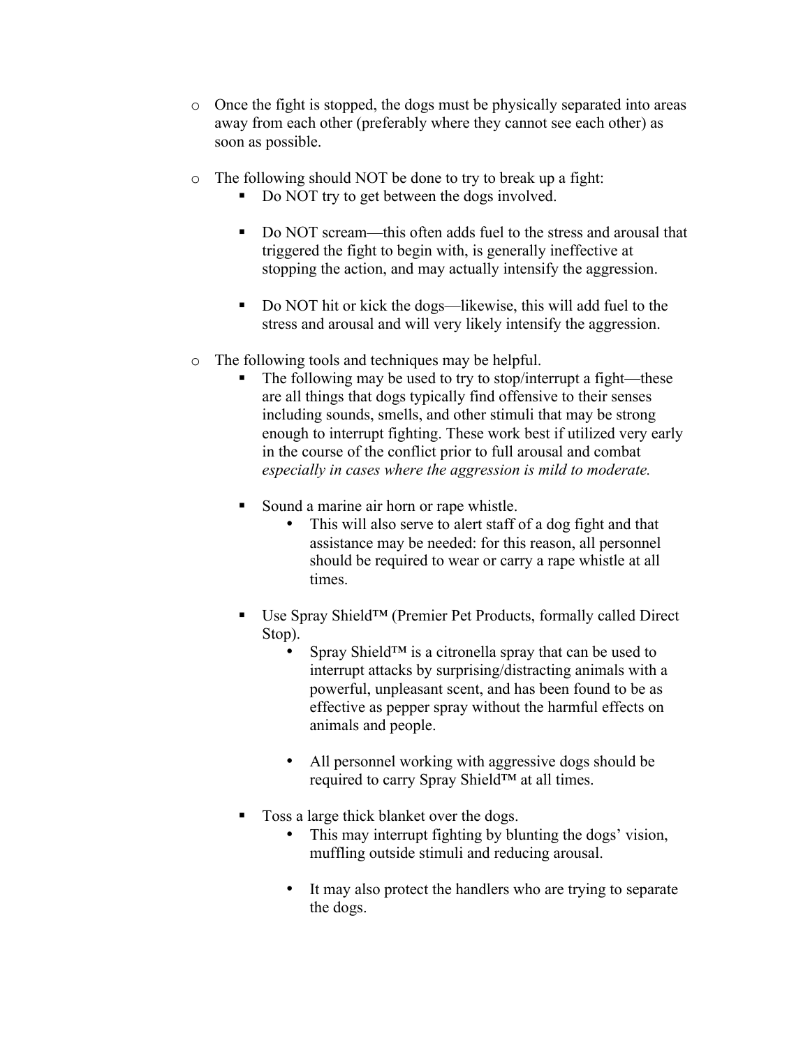- Once the fight is stopped, the dogs must be physically separated into areas away from each other (preferably where they cannot see each other) as soon as possible.

- The following should NOT be done to try to break up a fight:
  - Do NOT try to get between the dogs involved.

  - Do NOT scream—this often adds fuel to the stress and arousal that triggered the fight to begin with, is generally ineffective at stopping the action, and may actually intensify the aggression.

  - Do NOT hit or kick the dogs—likewise, this will add fuel to the stress and arousal and will very likely intensify the aggression.

- The following tools and techniques may be helpful.
  - The following may be used to try to stop/interrupt a fight—these are all things that dogs typically find offensive to their senses including sounds, smells, and other stimuli that may be strong enough to interrupt fighting. These work best if utilized very early in the course of the conflict prior to full arousal and combat *especially in cases where the aggression is mild to moderate.*

  - Sound a marine air horn or rape whistle.
    - This will also serve to alert staff of a dog fight and that assistance may be needed: for this reason, all personnel should be required to wear or carry a rape whistle at all times.

  - Use Spray Shield™ (Premier Pet Products, formally called Direct Stop).
    - Spray Shield™ is a citronella spray that can be used to interrupt attacks by surprising/distracting animals with a powerful, unpleasant scent, and has been found to be as effective as pepper spray without the harmful effects on animals and people.

    - All personnel working with aggressive dogs should be required to carry Spray Shield™ at all times.

  - Toss a large thick blanket over the dogs.
    - This may interrupt fighting by blunting the dogs' vision, muffling outside stimuli and reducing arousal.

    - It may also protect the handlers who are trying to separate the dogs.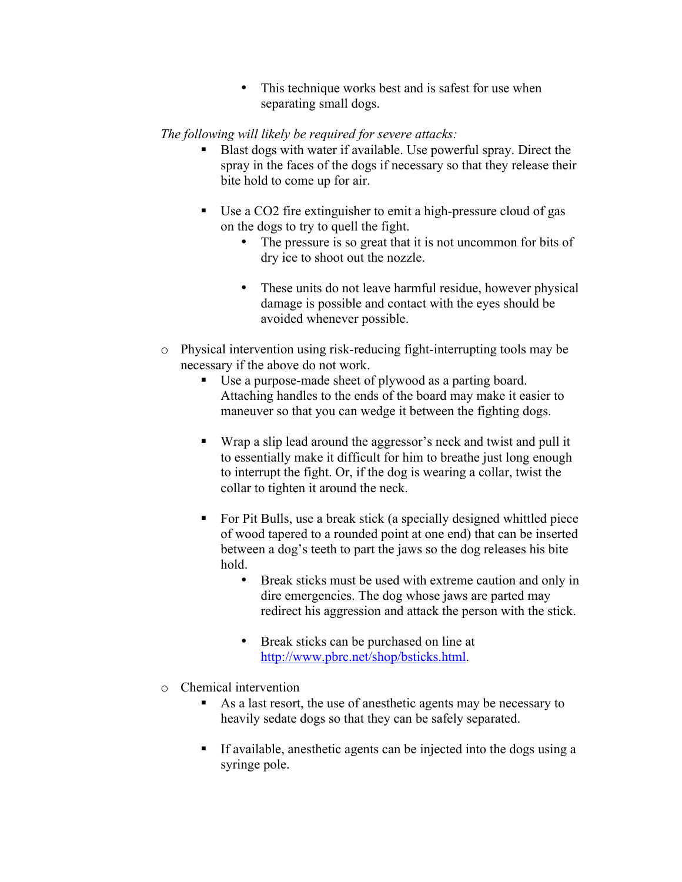- This technique works best and is safest for use when separating small dogs.

*The following will likely be required for severe attacks:*

    - Blast dogs with water if available. Use powerful spray. Direct the spray in the faces of the dogs if necessary so that they release their bite hold to come up for air.

    - Use a $CO_2$ fire extinguisher to emit a high-pressure cloud of gas on the dogs to try to quell the fight.
        - The pressure is so great that it is not uncommon for bits of dry ice to shoot out the nozzle.

        - These units do not leave harmful residue, however physical damage is possible and contact with the eyes should be avoided whenever possible.

- Physical intervention using risk-reducing fight-interrupting tools may be necessary if the above do not work.
    - Use a purpose-made sheet of plywood as a parting board. Attaching handles to the ends of the board may make it easier to maneuver so that you can wedge it between the fighting dogs.

    - Wrap a slip lead around the aggressor's neck and twist and pull it to essentially make it difficult for him to breathe just long enough to interrupt the fight. Or, if the dog is wearing a collar, twist the collar to tighten it around the neck.

    - For Pit Bulls, use a break stick (a specially designed whittled piece of wood tapered to a rounded point at one end) that can be inserted between a dog's teeth to part the jaws so the dog releases his bite hold.
        - Break sticks must be used with extreme caution and only in dire emergencies. The dog whose jaws are parted may redirect his aggression and attack the person with the stick.

        - Break sticks can be purchased on line at [http://www.pbrc.net/shop/bsticks.html](http://www.pbrc.net/shop/bsticks.html).

- Chemical intervention
    - As a last resort, the use of anesthetic agents may be necessary to heavily sedate dogs so that they can be safely separated.

    - If available, anesthetic agents can be injected into the dogs using a syringe pole.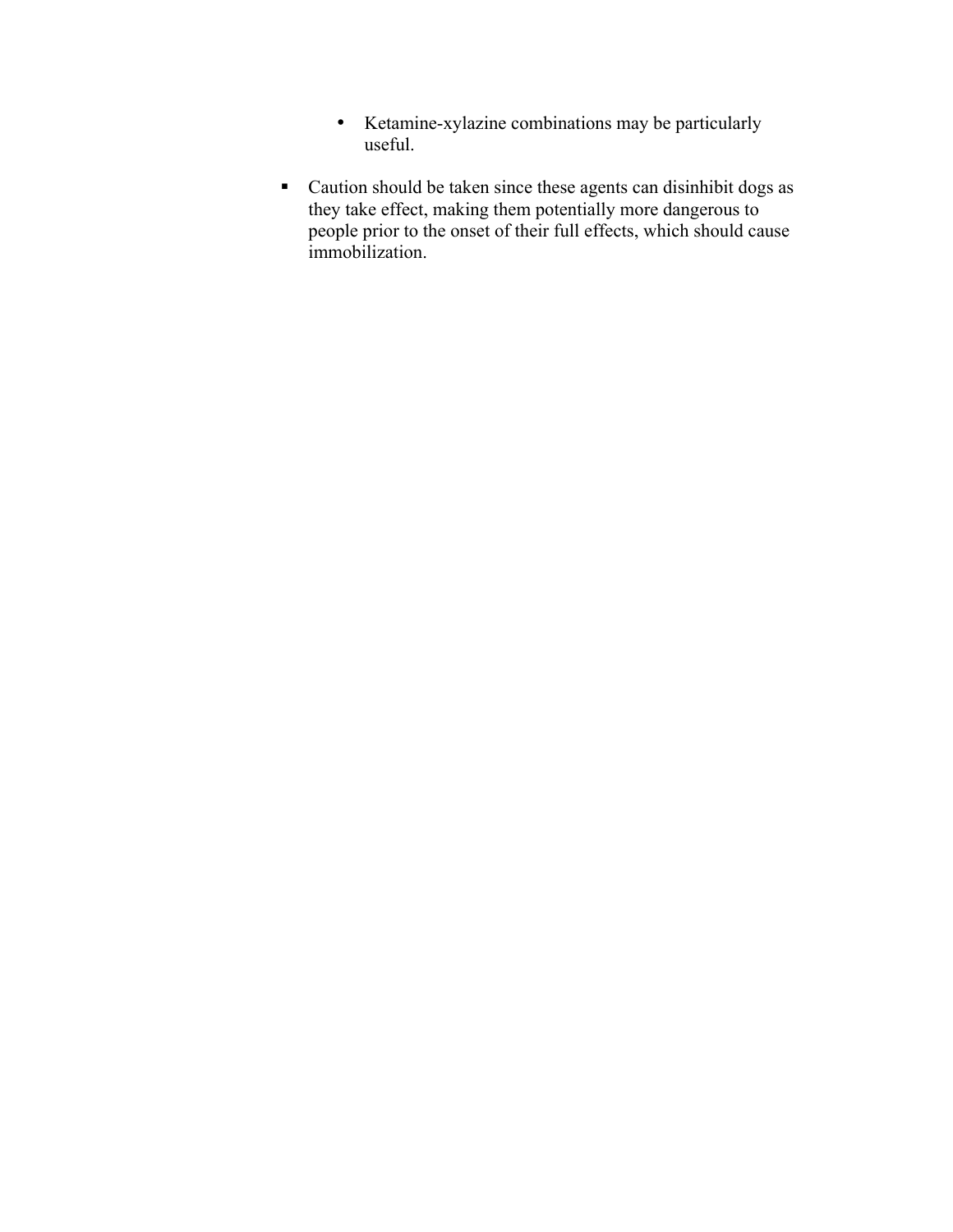- Ketamine-xylazine combinations may be particularly useful.

- Caution should be taken since these agents can disinhibit dogs as they take effect, making them potentially more dangerous to people prior to the onset of their full effects, which should cause immobilization.